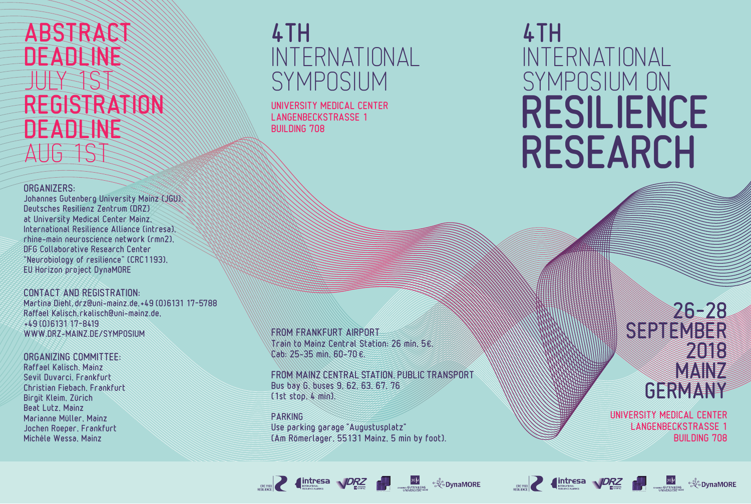# 4TH INTERNATIONAL SYMPOSIUM ON RESILIENCE RESEARCH

**26-28 SEPTEMBER 2018**
**MAINZ GERMANY**

UNIVERSITY MEDICAL CENTER
LANGENBECKSTRASSE 1
BUILDING 708

## 4TH INTERNATIONAL SYMPOSIUM

UNIVERSITY MEDICAL CENTER
LANGENBECKSTRASSE 1
BUILDING 708

**FROM FRANKFURT AIRPORT**
Train to Mainz Central Station: 26 min, 5€,
Cab: 25-35 min, 60-70 €.

**FROM MAINZ CENTRAL STATION, PUBLIC TRANSPORT**
Bus bay G, buses 9, 62, 63, 67, 76
(1st stop, 4 min).

**PARKING**
Use parking garage "Augustusplatz"
(Am Römerlager, 55131 Mainz, 5 min by foot).

## ABSTRACT DEADLINE
JULY 1ST

## REGISTRATION DEADLINE
AUG 1ST

**ORGANIZERS:**
Johannes Gutenberg University Mainz (JGU),
Deutsches Resilienz Zentrum (DRZ)
at University Medical Center Mainz,
International Resilience Alliance (intresa),
rhine-main neuroscience network (rmn2),
DFG Collaborative Research Center
"Neurobiology of resilience" (CRC1193),
EU Horizon project DynaMORE

**CONTACT AND REGISTRATION:**
Martina Diehl, drz@uni-mainz.de, +49 (0)6131 17-5788
Raffael Kalisch, rkalisch@uni-mainz.de,
+49 (0)6131 17-8419
WWW.DRZ-MAINZ.DE/SYMPOSIUM

**ORGANIZING COMMITTEE:**
Raffael Kalisch, Mainz
Sevil Duvarci, Frankfurt
Christian Fiebach, Frankfurt
Birgit Kleim, Zürich
Beat Lutz, Mainz
Marianne Müller, Mainz
Jochen Roeper, Frankfurt
Michèle Wessa, Mainz

CRC 1193 RESILIENCE · intresa INTERNATIONAL RESILIENCE ALLIANCE · DRZ · JGU JOHANNES GUTENBERG UNIVERSITÄT MAINZ · DynaMORE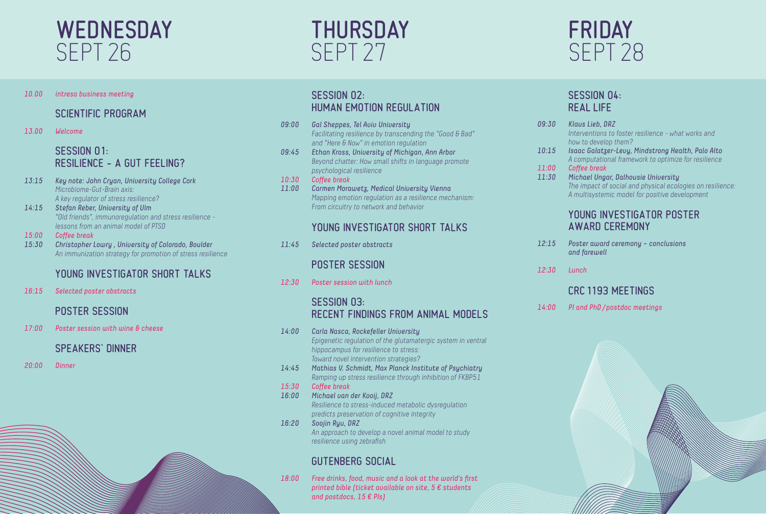# WEDNESDAY
## SEPT 26

*10.00* *intresa business meeting*

### SCIENTIFIC PROGRAM

*13.00* *Welcome*

### SESSION 01: RESILIENCE – A GUT FEELING?

*13:15* *Key note: John Cryan, University College Cork*
*Microbiome-Gut-Brain axis:*
*A key regulator of stress resilience?*

*14:15* *Stefan Reber, University of Ulm*
*"Old friends", immunoregulation and stress resilience - lessons from an animal model of PTSD*

*15:00* *Coffee break*

*15:30* *Christopher Lowry , University of Colorado, Boulder*
*An immunization strategy for promotion of stress resilience*

### YOUNG INVESTIGATOR SHORT TALKS

*16:15* *Selected poster abstracts*

### POSTER SESSION

*17:00* *Poster session with wine & cheese*

### SPEAKERS' DINNER

*20:00* *Dinner*

# THURSDAY
## SEPT 27

### SESSION 02: HUMAN EMOTION REGULATION

*09:00* *Gal Sheppes, Tel Aviv University*
*Facilitating resilience by transcending the "Good & Bad" and "Here & Now" in emotion regulation*

*09:45* *Ethan Kross, University of Michigan, Ann Arbor*
*Beyond chatter: How small shifts in language promote psychological resilience*

*10:30* *Coffee break*

*11:00* *Carmen Morawetz, Medical University Vienna*
*Mapping emotion regulation as a resilience mechanism: From circuitry to network and behavior*

### YOUNG INVESTIGATOR SHORT TALKS

*11:45* *Selected poster abstracts*

### POSTER SESSION

*12:30* *Poster session with lunch*

### SESSION 03: RECENT FINDINGS FROM ANIMAL MODELS

*14:00* *Carla Nasca, Rockefeller University*
*Epigenetic regulation of the glutamatergic system in ventral hippocampus for resilience to stress:*
*Toward novel intervention strategies?*

*14:45* *Mathias V. Schmidt, Max Planck Institute of Psychiatry*
*Ramping up stress resilience through inhibition of FKBP51*

*15:30* *Coffee break*

*16:00* *Michael van der Kooij, DRZ*
*Resilience to stress-induced metabolic dysregulation predicts preservation of cognitive integrity*

*16:20* *Soojin Ryu, DRZ*
*An approach to develop a novel animal model to study resilience using zebrafish*

### GUTENBERG SOCIAL

*18:00* *Free drinks, food, music and a look at the world's first printed bible (ticket available on site, 5 € students and postdocs, 15 € PIs)*

# FRIDAY
## SEPT 28

### SESSION 04: REAL LIFE

*09:30* *Klaus Lieb, DRZ*
*Interventions to foster resilience - what works and how to develop them?*

*10:15* *Isaac Galatzer-Levy, Mindstrong Health, Palo Alto*
*A computational framework to optimize for resilience*

*11:00* *Coffee break*

*11:30* *Michael Ungar, Dalhousie University*
*The impact of social and physical ecologies on resilience: A multisystemic model for positive development*

### YOUNG INVESTIGATOR POSTER AWARD CEREMONY

*12:15* *Poster award ceremony – conclusions and farewell*

*12:30* *Lunch*

### CRC 1193 MEETINGS

*14:00* *PI and PhD /postdoc meetings*